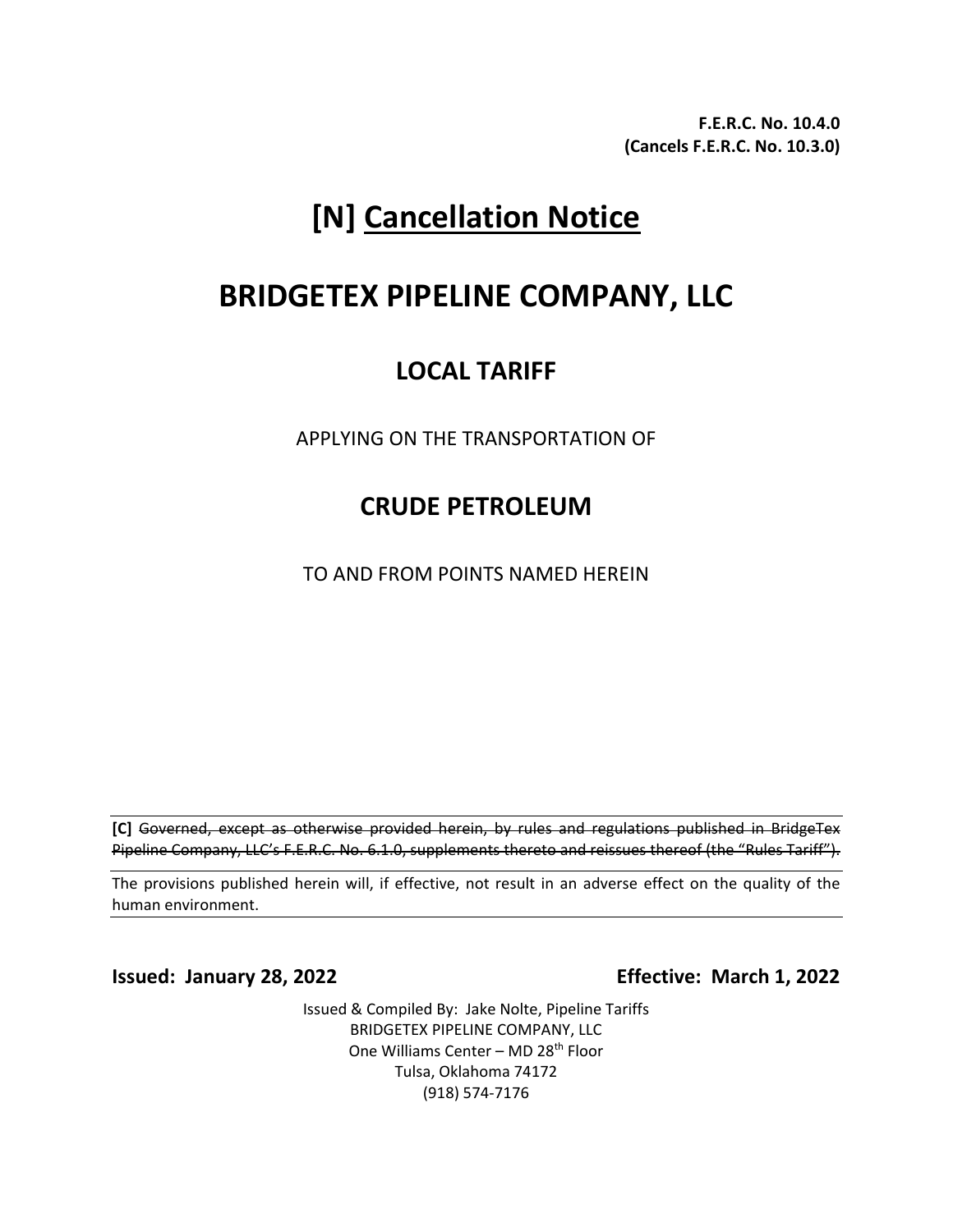**F.E.R.C. No. 10.4.0**
**(Cancels F.E.R.C. No. 10.3.0)**

# [N] Cancellation Notice

# BRIDGETEX PIPELINE COMPANY, LLC

## LOCAL TARIFF

APPLYING ON THE TRANSPORTATION OF

## CRUDE PETROLEUM

TO AND FROM POINTS NAMED HEREIN

**[C]** ~~Governed, except as otherwise provided herein, by rules and regulations published in BridgeTex Pipeline Company, LLC's F.E.R.C. No. 6.1.0, supplements thereto and reissues thereof (the "Rules Tariff").~~

The provisions published herein will, if effective, not result in an adverse effect on the quality of the human environment.

**Issued: January 28, 2022** **Effective: March 1, 2022**

Issued & Compiled By: Jake Nolte, Pipeline Tariffs
BRIDGETEX PIPELINE COMPANY, LLC
One Williams Center – MD 28th Floor
Tulsa, Oklahoma 74172
(918) 574-7176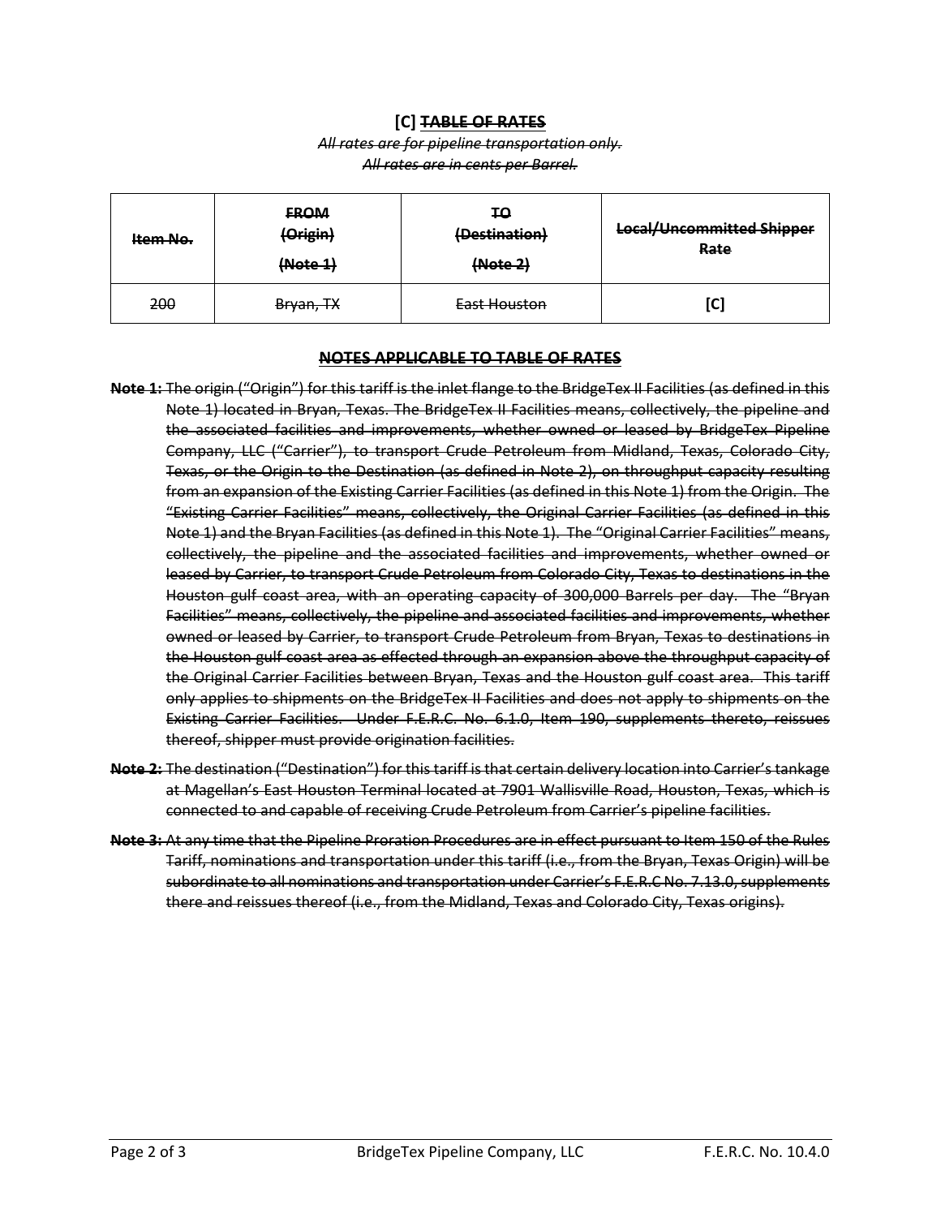## [C] ~~TABLE OF RATES~~

*~~All rates are for pipeline transportation only.~~*
*~~All rates are in cents per Barrel.~~*

| ~~Item No.~~ | ~~FROM (Origin) (Note 1)~~ | ~~TO (Destination) (Note 2)~~ | ~~Local/Uncommitted Shipper Rate~~ |
|---|---|---|---|
| ~~200~~ | ~~Bryan, TX~~ | ~~East Houston~~ | [C] |

### ~~NOTES APPLICABLE TO TABLE OF RATES~~

**~~Note 1:~~** ~~The origin ("Origin") for this tariff is the inlet flange to the BridgeTex II Facilities (as defined in this Note 1) located in Bryan, Texas. The BridgeTex II Facilities means, collectively, the pipeline and the associated facilities and improvements, whether owned or leased by BridgeTex Pipeline Company, LLC ("Carrier"), to transport Crude Petroleum from Midland, Texas, Colorado City, Texas, or the Origin to the Destination (as defined in Note 2), on throughput capacity resulting from an expansion of the Existing Carrier Facilities (as defined in this Note 1) from the Origin. The "Existing Carrier Facilities" means, collectively, the Original Carrier Facilities (as defined in this Note 1) and the Bryan Facilities (as defined in this Note 1). The "Original Carrier Facilities" means, collectively, the pipeline and the associated facilities and improvements, whether owned or leased by Carrier, to transport Crude Petroleum from Colorado City, Texas to destinations in the Houston gulf coast area, with an operating capacity of 300,000 Barrels per day. The "Bryan Facilities" means, collectively, the pipeline and associated facilities and improvements, whether owned or leased by Carrier, to transport Crude Petroleum from Bryan, Texas to destinations in the Houston gulf coast area as effected through an expansion above the throughput capacity of the Original Carrier Facilities between Bryan, Texas and the Houston gulf coast area. This tariff only applies to shipments on the BridgeTex II Facilities and does not apply to shipments on the Existing Carrier Facilities. Under F.E.R.C. No. 6.1.0, Item 190, supplements thereto, reissues thereof, shipper must provide origination facilities.~~

**~~Note 2:~~** ~~The destination ("Destination") for this tariff is that certain delivery location into Carrier's tankage at Magellan's East Houston Terminal located at 7901 Wallisville Road, Houston, Texas, which is connected to and capable of receiving Crude Petroleum from Carrier's pipeline facilities.~~

**~~Note 3:~~** ~~At any time that the Pipeline Proration Procedures are in effect pursuant to Item 150 of the Rules Tariff, nominations and transportation under this tariff (i.e., from the Bryan, Texas Origin) will be subordinate to all nominations and transportation under Carrier's F.E.R.C No. 7.13.0, supplements there and reissues thereof (i.e., from the Midland, Texas and Colorado City, Texas origins).~~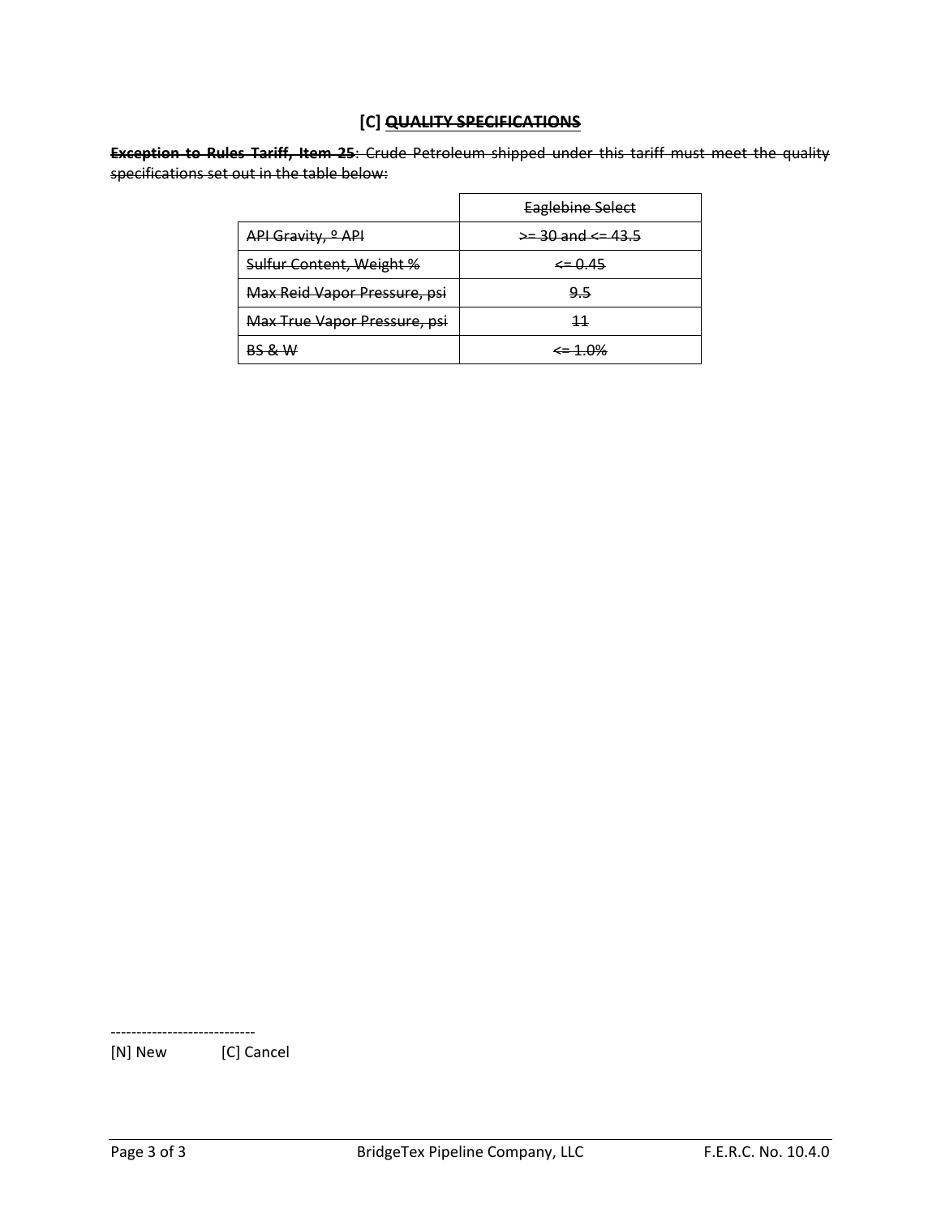## [C] ~~QUALITY SPECIFICATIONS~~

~~**Exception to Rules Tariff, Item 25**: Crude Petroleum shipped under this tariff must meet the quality specifications set out in the table below:~~

| | ~~Eaglebine Select~~ |
|---|---|
| ~~API Gravity, º API~~ | ~~>= 30 and <= 43.5~~ |
| ~~Sulfur Content, Weight %~~ | ~~<= 0.45~~ |
| ~~Max Reid Vapor Pressure, psi~~ | ~~9.5~~ |
| ~~Max True Vapor Pressure, psi~~ | ~~11~~ |
| ~~BS & W~~ | ~~<= 1.0%~~ |

----------------------------

[N] New [C] Cancel